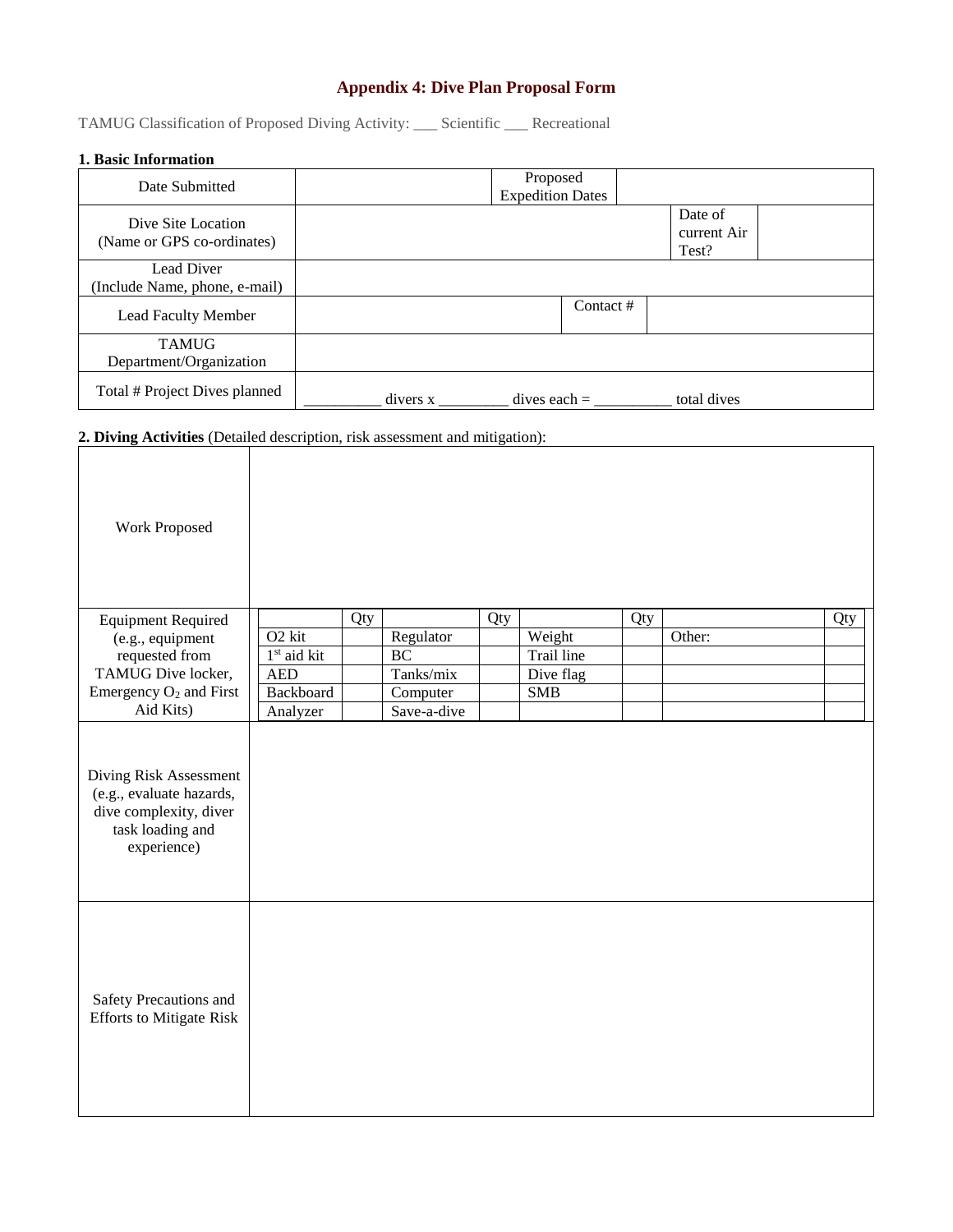# Appendix 4: Dive Plan Proposal Form

TAMUG Classification of Proposed Diving Activity: ___ Scientific ___ Recreational

### 1. Basic Information

| | | | |
|---|---|---|---|
| Date Submitted | | Proposed Expedition Dates | |
| Dive Site Location (Name or GPS co-ordinates) | | Date of current Air Test? | |
| Lead Diver (Include Name, phone, e-mail) | | | |
| Lead Faculty Member | | Contact # | |
| TAMUG Department/Organization | | | |
| Total # Project Dives planned | _________ divers x ________ dives each = _________ total dives | | |

### 2. Diving Activities (Detailed description, risk assessment and mitigation):

| | |
|---|---|
| Work Proposed | |
| Equipment Required (e.g., equipment requested from TAMUG Dive locker, Emergency $O_2$ and First Aid Kits) | (see equipment table below) |
| Diving Risk Assessment (e.g., evaluate hazards, dive complexity, diver task loading and experience) | |
| Safety Precautions and Efforts to Mitigate Risk | |

**Equipment Required:**

| | Qty | | Qty | | Qty | | Qty |
|---|---|---|---|---|---|---|---|
| O2 kit | | Regulator | | Weight | | Other: | |
| 1st aid kit | | BC | | Trail line | | | |
| AED | | Tanks/mix | | Dive flag | | | |
| Backboard | | Computer | | SMB | | | |
| Analyzer | | Save-a-dive | | | | | |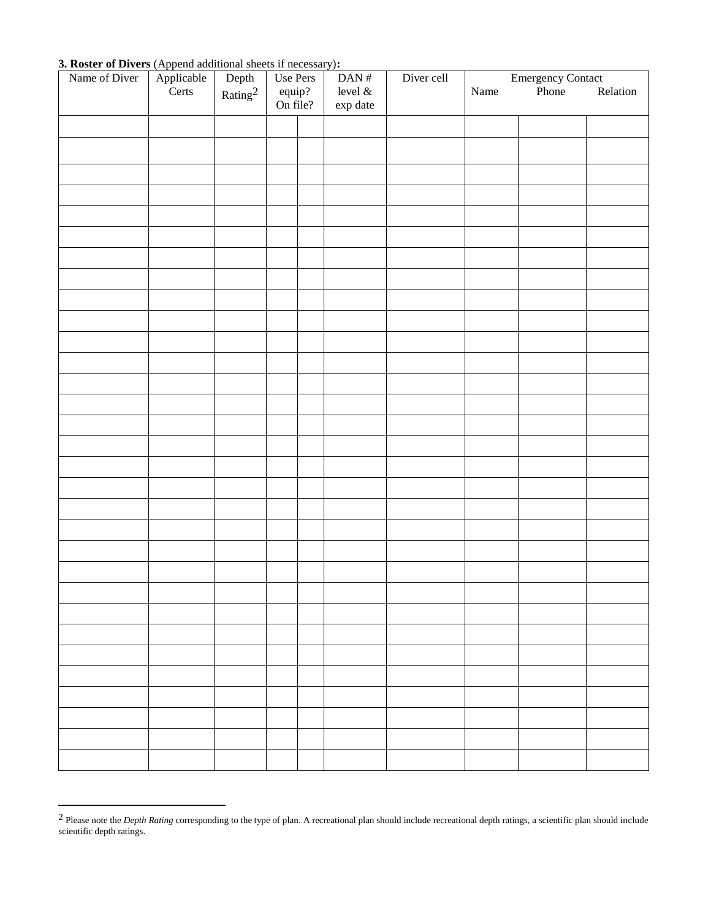**3. Roster of Divers** (Append additional sheets if necessary)**:**

| Name of Diver | Applicable Certs | Depth Rating[2] | Use Pers equip? On file? | | DAN # level & exp date | Diver cell | Emergency Contact | | |
|---|---|---|---|---|---|---|---|---|---|
| | | | | | | | Name | Phone | Relation |
| | | | | | | | | | |
| | | | | | | | | | |
| | | | | | | | | | |
| | | | | | | | | | |
| | | | | | | | | | |
| | | | | | | | | | |
| | | | | | | | | | |
| | | | | | | | | | |
| | | | | | | | | | |
| | | | | | | | | | |
| | | | | | | | | | |
| | | | | | | | | | |
| | | | | | | | | | |
| | | | | | | | | | |
| | | | | | | | | | |
| | | | | | | | | | |
| | | | | | | | | | |
| | | | | | | | | | |
| | | | | | | | | | |
| | | | | | | | | | |
| | | | | | | | | | |
| | | | | | | | | | |
| | | | | | | | | | |
| | | | | | | | | | |
| | | | | | | | | | |
| | | | | | | | | | |
| | | | | | | | | | |
| | | | | | | | | | |
| | | | | | | | | | |
| | | | | | | | | | |
| | | | | | | | | | |

[2] Please note the *Depth Rating* corresponding to the type of plan. A recreational plan should include recreational depth ratings, a scientific plan should include scientific depth ratings.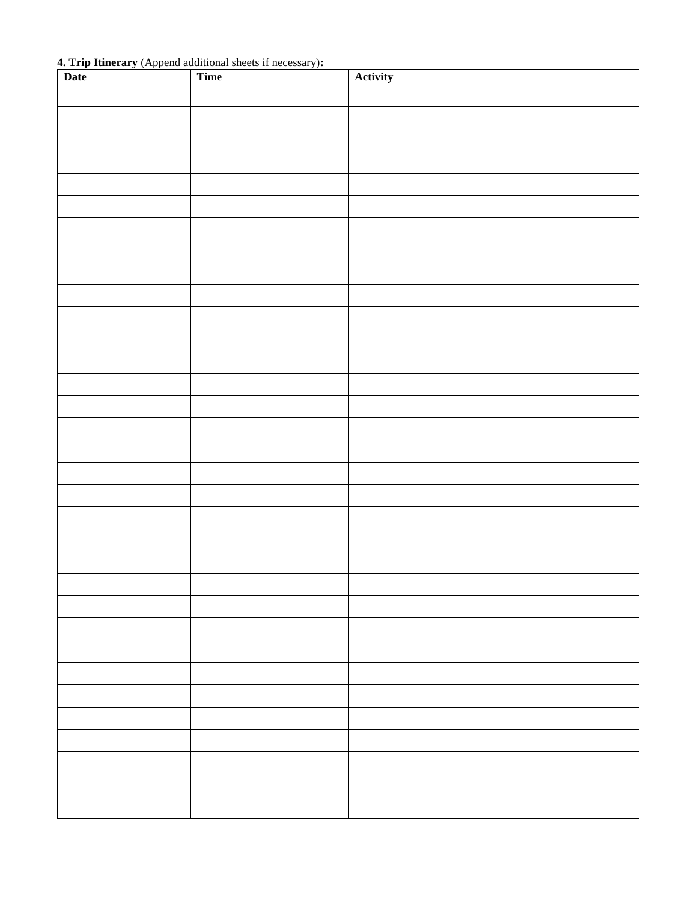**4. Trip Itinerary** (Append additional sheets if necessary)**:**

| Date | Time | Activity |
|---|---|---|
| | | |
| | | |
| | | |
| | | |
| | | |
| | | |
| | | |
| | | |
| | | |
| | | |
| | | |
| | | |
| | | |
| | | |
| | | |
| | | |
| | | |
| | | |
| | | |
| | | |
| | | |
| | | |
| | | |
| | | |
| | | |
| | | |
| | | |
| | | |
| | | |
| | | |
| | | |
| | | |
| | | |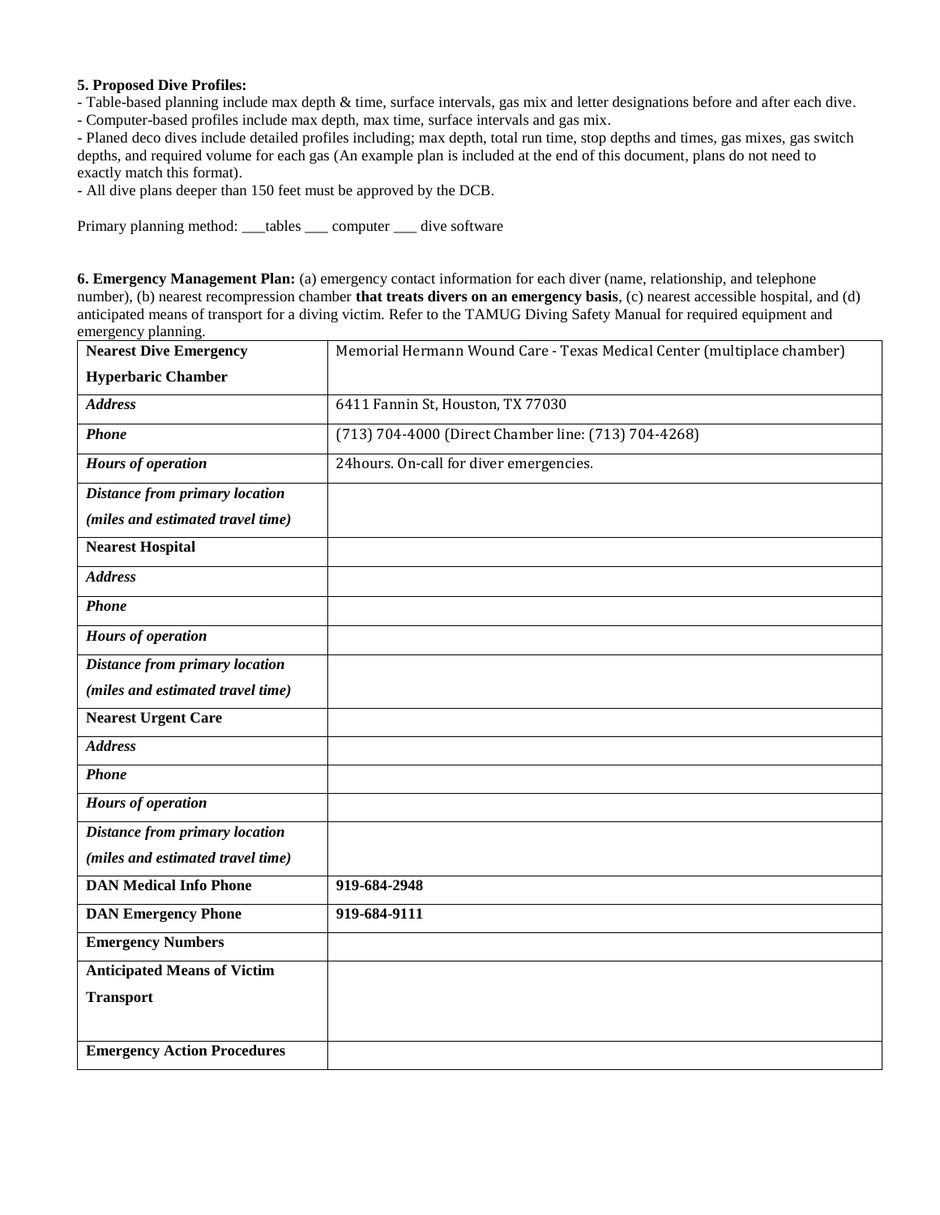**5. Proposed Dive Profiles:**

- Table-based planning include max depth & time, surface intervals, gas mix and letter designations before and after each dive.
- Computer-based profiles include max depth, max time, surface intervals and gas mix.
- Planed deco dives include detailed profiles including; max depth, total run time, stop depths and times, gas mixes, gas switch depths, and required volume for each gas (An example plan is included at the end of this document, plans do not need to exactly match this format).
- All dive plans deeper than 150 feet must be approved by the DCB.

Primary planning method: ___tables ___ computer ___ dive software

**6. Emergency Management Plan:** (a) emergency contact information for each diver (name, relationship, and telephone number), (b) nearest recompression chamber **that treats divers on an emergency basis**, (c) nearest accessible hospital, and (d) anticipated means of transport for a diving victim. Refer to the TAMUG Diving Safety Manual for required equipment and emergency planning.

| **Nearest Dive Emergency Hyperbaric Chamber** | Memorial Hermann Wound Care - Texas Medical Center (multiplace chamber) |
|---|---|
| ***Address*** | 6411 Fannin St, Houston, TX 77030 |
| ***Phone*** | (713) 704-4000 (Direct Chamber line: (713) 704-4268) |
| ***Hours of operation*** | 24hours. On-call for diver emergencies. |
| ***Distance from primary location (miles and estimated travel time)*** | |
| **Nearest Hospital** | |
| ***Address*** | |
| ***Phone*** | |
| ***Hours of operation*** | |
| ***Distance from primary location (miles and estimated travel time)*** | |
| **Nearest Urgent Care** | |
| ***Address*** | |
| ***Phone*** | |
| ***Hours of operation*** | |
| ***Distance from primary location (miles and estimated travel time)*** | |
| **DAN Medical Info Phone** | **919-684-2948** |
| **DAN Emergency Phone** | **919-684-9111** |
| **Emergency Numbers** | |
| **Anticipated Means of Victim Transport** | |
| **Emergency Action Procedures** | |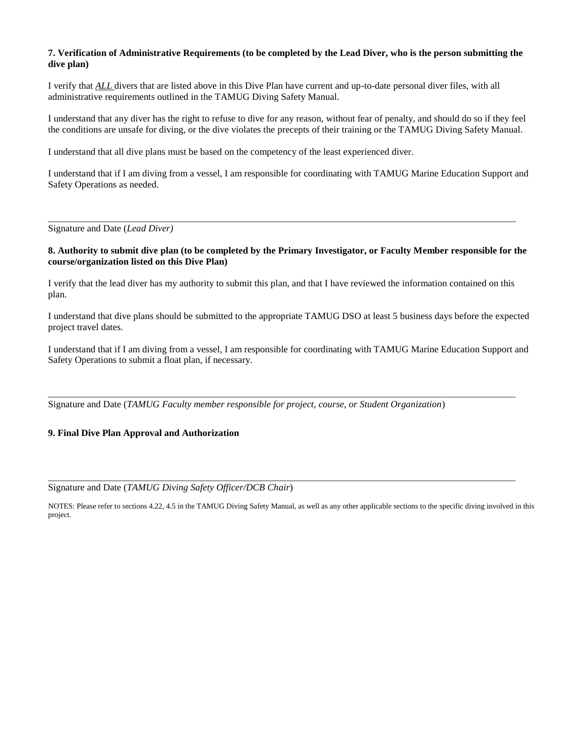**7. Verification of Administrative Requirements (to be completed by the Lead Diver, who is the person submitting the dive plan)**

I verify that ***ALL*** divers that are listed above in this Dive Plan have current and up-to-date personal diver files, with all administrative requirements outlined in the TAMUG Diving Safety Manual.

I understand that any diver has the right to refuse to dive for any reason, without fear of penalty, and should do so if they feel the conditions are unsafe for diving, or the dive violates the precepts of their training or the TAMUG Diving Safety Manual.

I understand that all dive plans must be based on the competency of the least experienced diver.

I understand that if I am diving from a vessel, I am responsible for coordinating with TAMUG Marine Education Support and Safety Operations as needed.

\_\_\_\_\_\_\_\_\_\_\_\_\_\_\_\_\_\_\_\_\_\_\_\_\_\_\_\_\_\_\_\_\_\_\_\_\_\_\_\_\_\_\_\_\_\_\_\_\_\_\_\_\_\_\_\_\_\_\_\_\_\_\_\_\_\_\_\_\_\_\_\_\_\_\_\_\_\_

Signature and Date (*Lead Diver)*

**8. Authority to submit dive plan (to be completed by the Primary Investigator, or Faculty Member responsible for the course/organization listed on this Dive Plan)**

I verify that the lead diver has my authority to submit this plan, and that I have reviewed the information contained on this plan.

I understand that dive plans should be submitted to the appropriate TAMUG DSO at least 5 business days before the expected project travel dates.

I understand that if I am diving from a vessel, I am responsible for coordinating with TAMUG Marine Education Support and Safety Operations to submit a float plan, if necessary.

\_\_\_\_\_\_\_\_\_\_\_\_\_\_\_\_\_\_\_\_\_\_\_\_\_\_\_\_\_\_\_\_\_\_\_\_\_\_\_\_\_\_\_\_\_\_\_\_\_\_\_\_\_\_\_\_\_\_\_\_\_\_\_\_\_\_\_\_\_\_\_\_\_\_\_\_\_\_

Signature and Date (*TAMUG Faculty member responsible for project, course, or Student Organization*)

**9. Final Dive Plan Approval and Authorization**

\_\_\_\_\_\_\_\_\_\_\_\_\_\_\_\_\_\_\_\_\_\_\_\_\_\_\_\_\_\_\_\_\_\_\_\_\_\_\_\_\_\_\_\_\_\_\_\_\_\_\_\_\_\_\_\_\_\_\_\_\_\_\_\_\_\_\_\_\_\_\_\_\_\_\_\_\_\_

Signature and Date (*TAMUG Diving Safety Officer/DCB Chair*)

NOTES: Please refer to sections 4.22, 4.5 in the TAMUG Diving Safety Manual, as well as any other applicable sections to the specific diving involved in this project.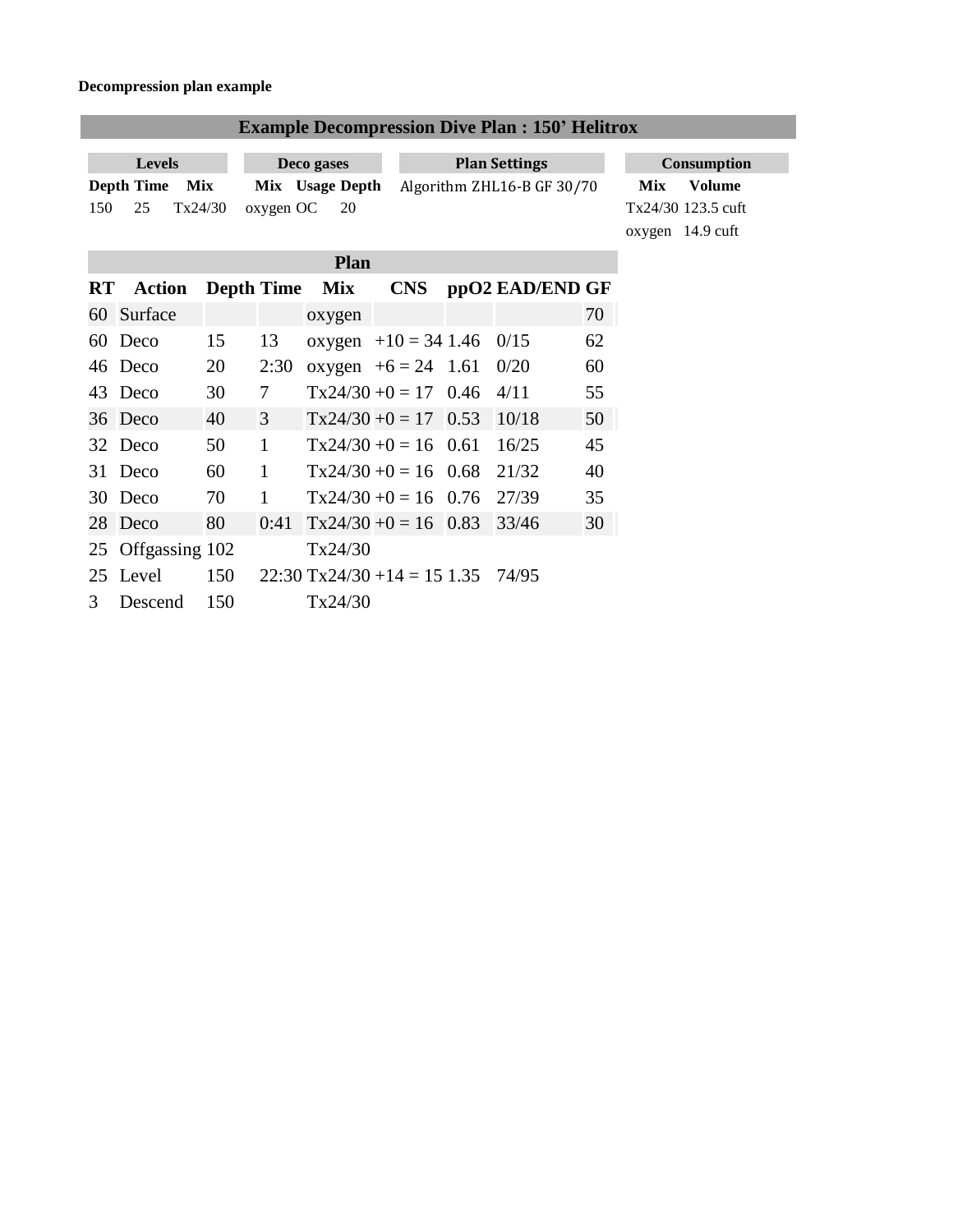**Decompression plan example**

## Example Decompression Dive Plan : 150’ Helitrox

| Levels | | |
| --- | --- | --- |
| Depth | Time | Mix |
| 150 | 25 | Tx24/30 |

| Deco gases | | |
| --- | --- | --- |
| Mix | Usage | Depth |
| oxygen | OC | 20 |

| Plan Settings |
| --- |
| Algorithm ZHL16-B GF 30/70 |

| Consumption | |
| --- | --- |
| Mix | Volume |
| Tx24/30 | 123.5 cuft |
| oxygen | 14.9 cuft |

**Plan**

| RT | Action | Depth | Time | Mix | CNS | ppO2 | EAD/END | GF |
| --- | --- | --- | --- | --- | --- | --- | --- | --- |
| 60 | Surface | | | oxygen | | | | 70 |
| 60 | Deco | 15 | 13 | oxygen | +10 = 34 | 1.46 | 0/15 | 62 |
| 46 | Deco | 20 | 2:30 | oxygen | +6 = 24 | 1.61 | 0/20 | 60 |
| 43 | Deco | 30 | 7 | Tx24/30 | +0 = 17 | 0.46 | 4/11 | 55 |
| 36 | Deco | 40 | 3 | Tx24/30 | +0 = 17 | 0.53 | 10/18 | 50 |
| 32 | Deco | 50 | 1 | Tx24/30 | +0 = 16 | 0.61 | 16/25 | 45 |
| 31 | Deco | 60 | 1 | Tx24/30 | +0 = 16 | 0.68 | 21/32 | 40 |
| 30 | Deco | 70 | 1 | Tx24/30 | +0 = 16 | 0.76 | 27/39 | 35 |
| 28 | Deco | 80 | 0:41 | Tx24/30 | +0 = 16 | 0.83 | 33/46 | 30 |
| 25 | Offgassing | 102 | | Tx24/30 | | | | |
| 25 | Level | 150 | 22:30 | Tx24/30 | +14 = 15 | 1.35 | 74/95 | |
| 3 | Descend | 150 | | Tx24/30 | | | | |